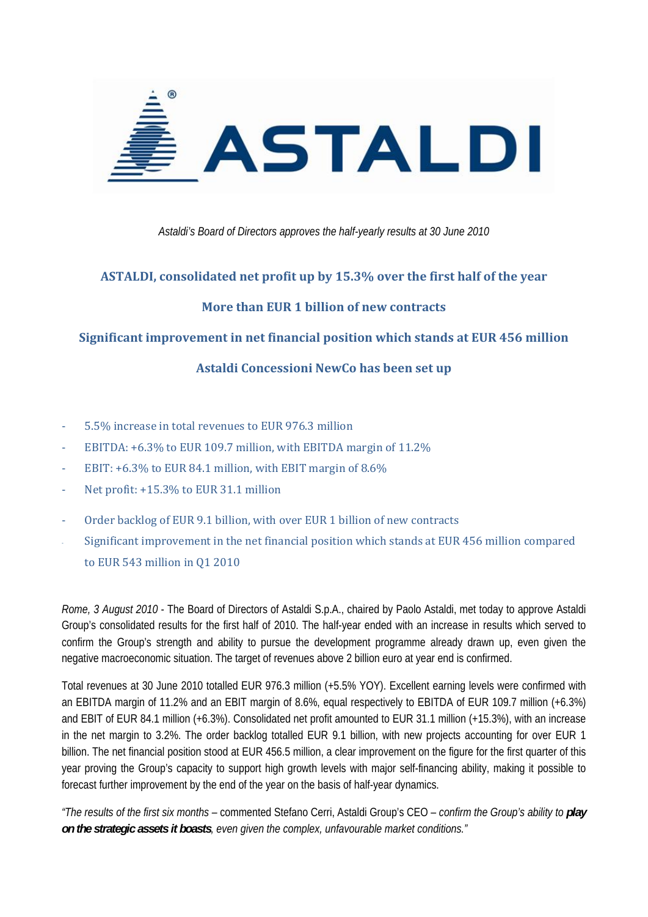*Astaldi's Board of Directors approves the half-yearly results at 30 June 2010*

## ASTALDI, consolidated net profit up by 15.3% over the first half of the year

## More than EUR 1 billion of new contracts

## Significant improvement in net financial position which stands at EUR 456 million

## Astaldi Concessioni NewCo has been set up

- 5.5% increase in total revenues to EUR 976.3 million
- EBITDA: +6.3% to EUR 109.7 million, with EBITDA margin of 11.2%
- EBIT: +6.3% to EUR 84.1 million, with EBIT margin of 8.6%
- Net profit: +15.3% to EUR 31.1 million
- Order backlog of EUR 9.1 billion, with over EUR 1 billion of new contracts
- Significant improvement in the net financial position which stands at EUR 456 million compared to EUR 543 million in Q1 2010

*Rome, 3 August 2010* - The Board of Directors of Astaldi S.p.A., chaired by Paolo Astaldi, met today to approve Astaldi Group's consolidated results for the first half of 2010. The half-year ended with an increase in results which served to confirm the Group's strength and ability to pursue the development programme already drawn up, even given the negative macroeconomic situation. The target of revenues above 2 billion euro at year end is confirmed.

Total revenues at 30 June 2010 totalled EUR 976.3 million (+5.5% YOY). Excellent earning levels were confirmed with an EBITDA margin of 11.2% and an EBIT margin of 8.6%, equal respectively to EBITDA of EUR 109.7 million (+6.3%) and EBIT of EUR 84.1 million (+6.3%). Consolidated net profit amounted to EUR 31.1 million (+15.3%), with an increase in the net margin to 3.2%. The order backlog totalled EUR 9.1 billion, with new projects accounting for over EUR 1 billion. The net financial position stood at EUR 456.5 million, a clear improvement on the figure for the first quarter of this year proving the Group's capacity to support high growth levels with major self-financing ability, making it possible to forecast further improvement by the end of the year on the basis of half-year dynamics.

*"The results of the first six months* – commented Stefano Cerri, Astaldi Group's CEO – *confirm the Group's ability to* ***play on the strategic assets it boasts****, even given the complex, unfavourable market conditions."*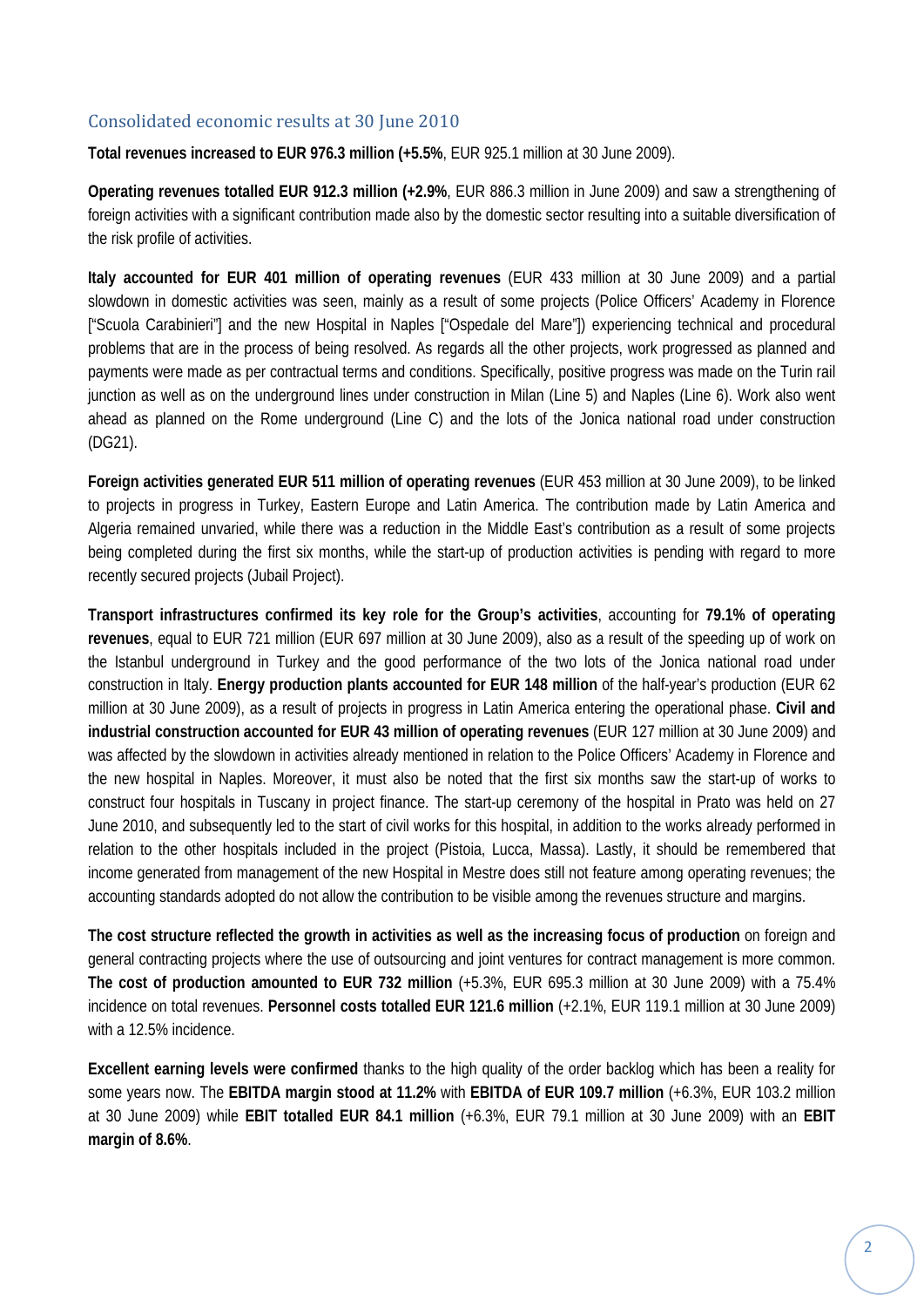## Consolidated economic results at 30 June 2010

**Total revenues increased to EUR 976.3 million (+5.5%**, EUR 925.1 million at 30 June 2009).

**Operating revenues totalled EUR 912.3 million (+2.9%**, EUR 886.3 million in June 2009) and saw a strengthening of foreign activities with a significant contribution made also by the domestic sector resulting into a suitable diversification of the risk profile of activities.

**Italy accounted for EUR 401 million of operating revenues** (EUR 433 million at 30 June 2009) and a partial slowdown in domestic activities was seen, mainly as a result of some projects (Police Officers' Academy in Florence ["Scuola Carabinieri"] and the new Hospital in Naples ["Ospedale del Mare"]) experiencing technical and procedural problems that are in the process of being resolved. As regards all the other projects, work progressed as planned and payments were made as per contractual terms and conditions. Specifically, positive progress was made on the Turin rail junction as well as on the underground lines under construction in Milan (Line 5) and Naples (Line 6). Work also went ahead as planned on the Rome underground (Line C) and the lots of the Jonica national road under construction (DG21).

**Foreign activities generated EUR 511 million of operating revenues** (EUR 453 million at 30 June 2009), to be linked to projects in progress in Turkey, Eastern Europe and Latin America. The contribution made by Latin America and Algeria remained unvaried, while there was a reduction in the Middle East's contribution as a result of some projects being completed during the first six months, while the start-up of production activities is pending with regard to more recently secured projects (Jubail Project).

**Transport infrastructures confirmed its key role for the Group's activities**, accounting for **79.1% of operating revenues**, equal to EUR 721 million (EUR 697 million at 30 June 2009), also as a result of the speeding up of work on the Istanbul underground in Turkey and the good performance of the two lots of the Jonica national road under construction in Italy. **Energy production plants accounted for EUR 148 million** of the half-year's production (EUR 62 million at 30 June 2009), as a result of projects in progress in Latin America entering the operational phase. **Civil and industrial construction accounted for EUR 43 million of operating revenues** (EUR 127 million at 30 June 2009) and was affected by the slowdown in activities already mentioned in relation to the Police Officers' Academy in Florence and the new hospital in Naples. Moreover, it must also be noted that the first six months saw the start-up of works to construct four hospitals in Tuscany in project finance. The start-up ceremony of the hospital in Prato was held on 27 June 2010, and subsequently led to the start of civil works for this hospital, in addition to the works already performed in relation to the other hospitals included in the project (Pistoia, Lucca, Massa). Lastly, it should be remembered that income generated from management of the new Hospital in Mestre does still not feature among operating revenues; the accounting standards adopted do not allow the contribution to be visible among the revenues structure and margins.

**The cost structure reflected the growth in activities as well as the increasing focus of production** on foreign and general contracting projects where the use of outsourcing and joint ventures for contract management is more common. **The cost of production amounted to EUR 732 million** (+5.3%, EUR 695.3 million at 30 June 2009) with a 75.4% incidence on total revenues. **Personnel costs totalled EUR 121.6 million** (+2.1%, EUR 119.1 million at 30 June 2009) with a 12.5% incidence.

**Excellent earning levels were confirmed** thanks to the high quality of the order backlog which has been a reality for some years now. The **EBITDA margin stood at 11.2%** with **EBITDA of EUR 109.7 million** (+6.3%, EUR 103.2 million at 30 June 2009) while **EBIT totalled EUR 84.1 million** (+6.3%, EUR 79.1 million at 30 June 2009) with an **EBIT margin of 8.6%**.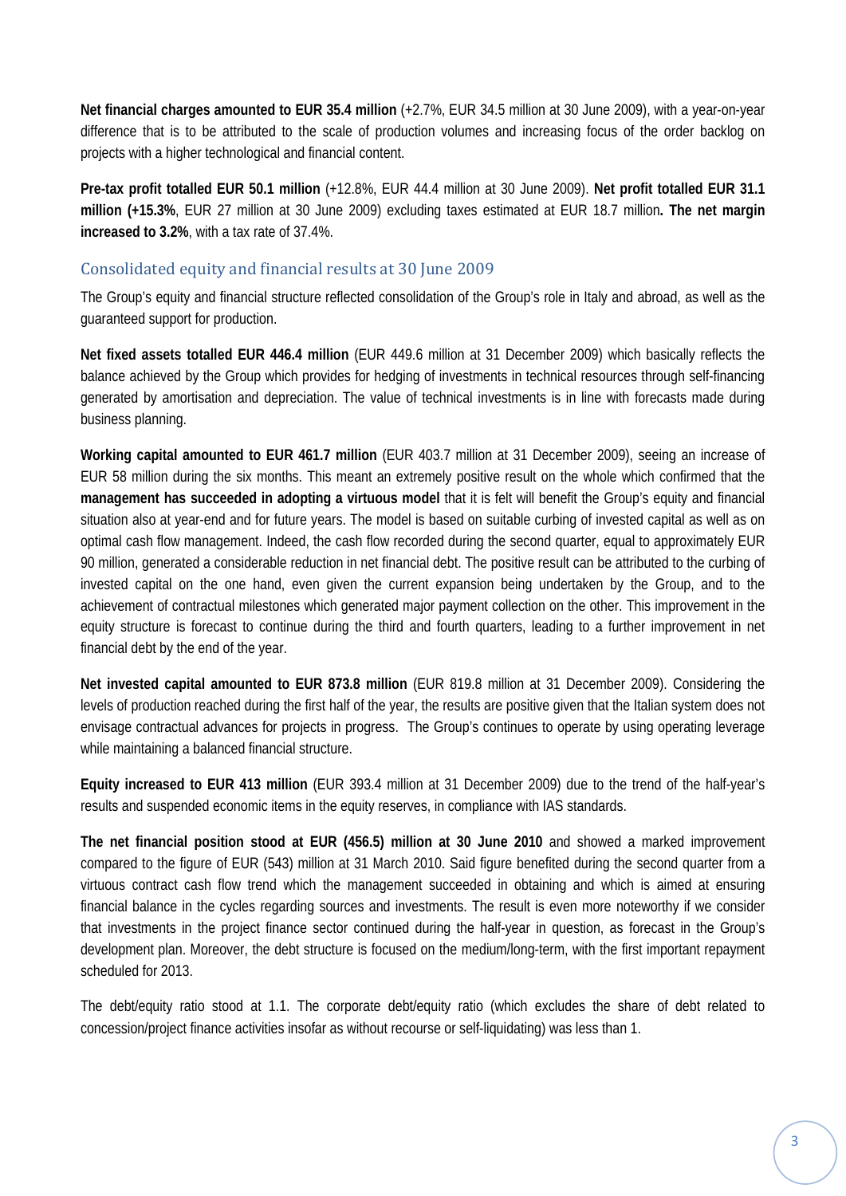**Net financial charges amounted to EUR 35.4 million** (+2.7%, EUR 34.5 million at 30 June 2009), with a year-on-year difference that is to be attributed to the scale of production volumes and increasing focus of the order backlog on projects with a higher technological and financial content.

**Pre-tax profit totalled EUR 50.1 million** (+12.8%, EUR 44.4 million at 30 June 2009). **Net profit totalled EUR 31.1 million (+15.3%**, EUR 27 million at 30 June 2009) excluding taxes estimated at EUR 18.7 million**. The net margin increased to 3.2%**, with a tax rate of 37.4%.

## Consolidated equity and financial results at 30 June 2009

The Group's equity and financial structure reflected consolidation of the Group's role in Italy and abroad, as well as the guaranteed support for production.

**Net fixed assets totalled EUR 446.4 million** (EUR 449.6 million at 31 December 2009) which basically reflects the balance achieved by the Group which provides for hedging of investments in technical resources through self-financing generated by amortisation and depreciation. The value of technical investments is in line with forecasts made during business planning.

**Working capital amounted to EUR 461.7 million** (EUR 403.7 million at 31 December 2009), seeing an increase of EUR 58 million during the six months. This meant an extremely positive result on the whole which confirmed that the **management has succeeded in adopting a virtuous model** that it is felt will benefit the Group's equity and financial situation also at year-end and for future years. The model is based on suitable curbing of invested capital as well as on optimal cash flow management. Indeed, the cash flow recorded during the second quarter, equal to approximately EUR 90 million, generated a considerable reduction in net financial debt. The positive result can be attributed to the curbing of invested capital on the one hand, even given the current expansion being undertaken by the Group, and to the achievement of contractual milestones which generated major payment collection on the other. This improvement in the equity structure is forecast to continue during the third and fourth quarters, leading to a further improvement in net financial debt by the end of the year.

**Net invested capital amounted to EUR 873.8 million** (EUR 819.8 million at 31 December 2009). Considering the levels of production reached during the first half of the year, the results are positive given that the Italian system does not envisage contractual advances for projects in progress. The Group's continues to operate by using operating leverage while maintaining a balanced financial structure.

**Equity increased to EUR 413 million** (EUR 393.4 million at 31 December 2009) due to the trend of the half-year's results and suspended economic items in the equity reserves, in compliance with IAS standards.

**The net financial position stood at EUR (456.5) million at 30 June 2010** and showed a marked improvement compared to the figure of EUR (543) million at 31 March 2010. Said figure benefited during the second quarter from a virtuous contract cash flow trend which the management succeeded in obtaining and which is aimed at ensuring financial balance in the cycles regarding sources and investments. The result is even more noteworthy if we consider that investments in the project finance sector continued during the half-year in question, as forecast in the Group's development plan. Moreover, the debt structure is focused on the medium/long-term, with the first important repayment scheduled for 2013.

The debt/equity ratio stood at 1.1. The corporate debt/equity ratio (which excludes the share of debt related to concession/project finance activities insofar as without recourse or self-liquidating) was less than 1.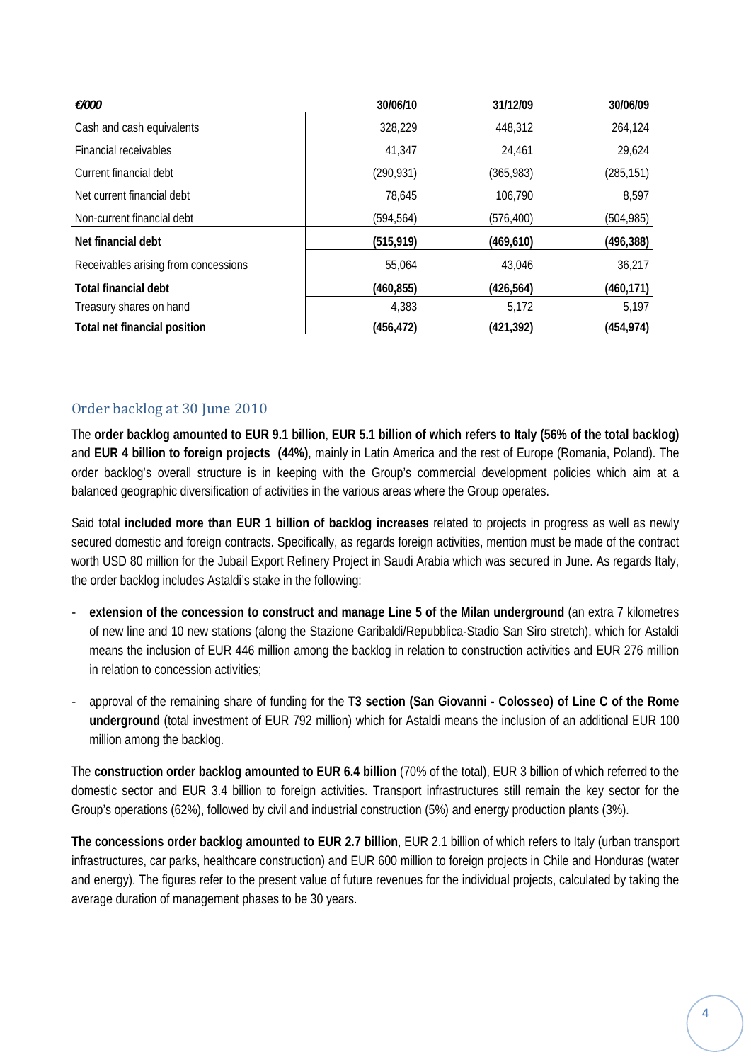| *€/000* | **30/06/10** | **31/12/09** | **30/06/09** |
|---|---|---|---|
| Cash and cash equivalents | 328,229 | 448,312 | 264,124 |
| Financial receivables | 41,347 | 24,461 | 29,624 |
| Current financial debt | (290,931) | (365,983) | (285,151) |
| Net current financial debt | 78,645 | 106,790 | 8,597 |
| Non-current financial debt | (594,564) | (576,400) | (504,985) |
| **Net financial debt** | **(515,919)** | **(469,610)** | **(496,388)** |
| Receivables arising from concessions | 55,064 | 43,046 | 36,217 |
| **Total financial debt** | **(460,855)** | **(426,564)** | **(460,171)** |
| Treasury shares on hand | 4,383 | 5,172 | 5,197 |
| **Total net financial position** | **(456,472)** | **(421,392)** | **(454,974)** |

## Order backlog at 30 June 2010

The **order backlog amounted to EUR 9.1 billion**, **EUR 5.1 billion of which refers to Italy (56% of the total backlog)** and **EUR 4 billion to foreign projects (44%)**, mainly in Latin America and the rest of Europe (Romania, Poland). The order backlog's overall structure is in keeping with the Group's commercial development policies which aim at a balanced geographic diversification of activities in the various areas where the Group operates.

Said total **included more than EUR 1 billion of backlog increases** related to projects in progress as well as newly secured domestic and foreign contracts. Specifically, as regards foreign activities, mention must be made of the contract worth USD 80 million for the Jubail Export Refinery Project in Saudi Arabia which was secured in June. As regards Italy, the order backlog includes Astaldi's stake in the following:

- **extension of the concession to construct and manage Line 5 of the Milan underground** (an extra 7 kilometres of new line and 10 new stations (along the Stazione Garibaldi/Repubblica-Stadio San Siro stretch), which for Astaldi means the inclusion of EUR 446 million among the backlog in relation to construction activities and EUR 276 million in relation to concession activities;
- approval of the remaining share of funding for the **T3 section (San Giovanni - Colosseo) of Line C of the Rome underground** (total investment of EUR 792 million) which for Astaldi means the inclusion of an additional EUR 100 million among the backlog.

The **construction order backlog amounted to EUR 6.4 billion** (70% of the total), EUR 3 billion of which referred to the domestic sector and EUR 3.4 billion to foreign activities. Transport infrastructures still remain the key sector for the Group's operations (62%), followed by civil and industrial construction (5%) and energy production plants (3%).

**The concessions order backlog amounted to EUR 2.7 billion**, EUR 2.1 billion of which refers to Italy (urban transport infrastructures, car parks, healthcare construction) and EUR 600 million to foreign projects in Chile and Honduras (water and energy). The figures refer to the present value of future revenues for the individual projects, calculated by taking the average duration of management phases to be 30 years.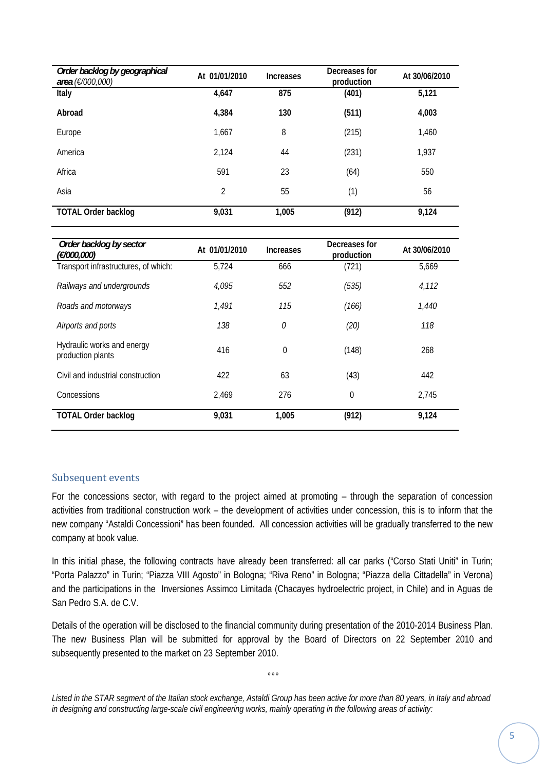| *Order backlog by geographical area (€/000,000)* | At 01/01/2010 | Increases | Decreases for production | At 30/06/2010 |
|---|---|---|---|---|
| **Italy** | **4,647** | **875** | **(401)** | **5,121** |
| **Abroad** | **4,384** | **130** | **(511)** | **4,003** |
| Europe | 1,667 | 8 | (215) | 1,460 |
| America | 2,124 | 44 | (231) | 1,937 |
| Africa | 591 | 23 | (64) | 550 |
| Asia | 2 | 55 | (1) | 56 |
| **TOTAL Order backlog** | **9,031** | **1,005** | **(912)** | **9,124** |

| *Order backlog by sector (€/000,000)* | At 01/01/2010 | Increases | Decreases for production | At 30/06/2010 |
|---|---|---|---|---|
| Transport infrastructures, of which: | 5,724 | 666 | (721) | 5,669 |
| *Railways and undergrounds* | *4,095* | *552* | *(535)* | *4,112* |
| *Roads and motorways* | *1,491* | *115* | *(166)* | *1,440* |
| *Airports and ports* | *138* | *0* | *(20)* | *118* |
| Hydraulic works and energy production plants | 416 | 0 | (148) | 268 |
| Civil and industrial construction | 422 | 63 | (43) | 442 |
| Concessions | 2,469 | 276 | 0 | 2,745 |
| **TOTAL Order backlog** | **9,031** | **1,005** | **(912)** | **9,124** |

## Subsequent events

For the concessions sector, with regard to the project aimed at promoting – through the separation of concession activities from traditional construction work – the development of activities under concession, this is to inform that the new company "Astaldi Concessioni" has been founded. All concession activities will be gradually transferred to the new company at book value.

In this initial phase, the following contracts have already been transferred: all car parks ("Corso Stati Uniti" in Turin; "Porta Palazzo" in Turin; "Piazza VIII Agosto" in Bologna; "Riva Reno" in Bologna; "Piazza della Cittadella" in Verona) and the participations in the Inversiones Assimco Limitada (Chacayes hydroelectric project, in Chile) and in Aguas de San Pedro S.A. de C.V.

Details of the operation will be disclosed to the financial community during presentation of the 2010-2014 Business Plan. The new Business Plan will be submitted for approval by the Board of Directors on 22 September 2010 and subsequently presented to the market on 23 September 2010.

°°°

*Listed in the STAR segment of the Italian stock exchange, Astaldi Group has been active for more than 80 years, in Italy and abroad in designing and constructing large-scale civil engineering works, mainly operating in the following areas of activity:*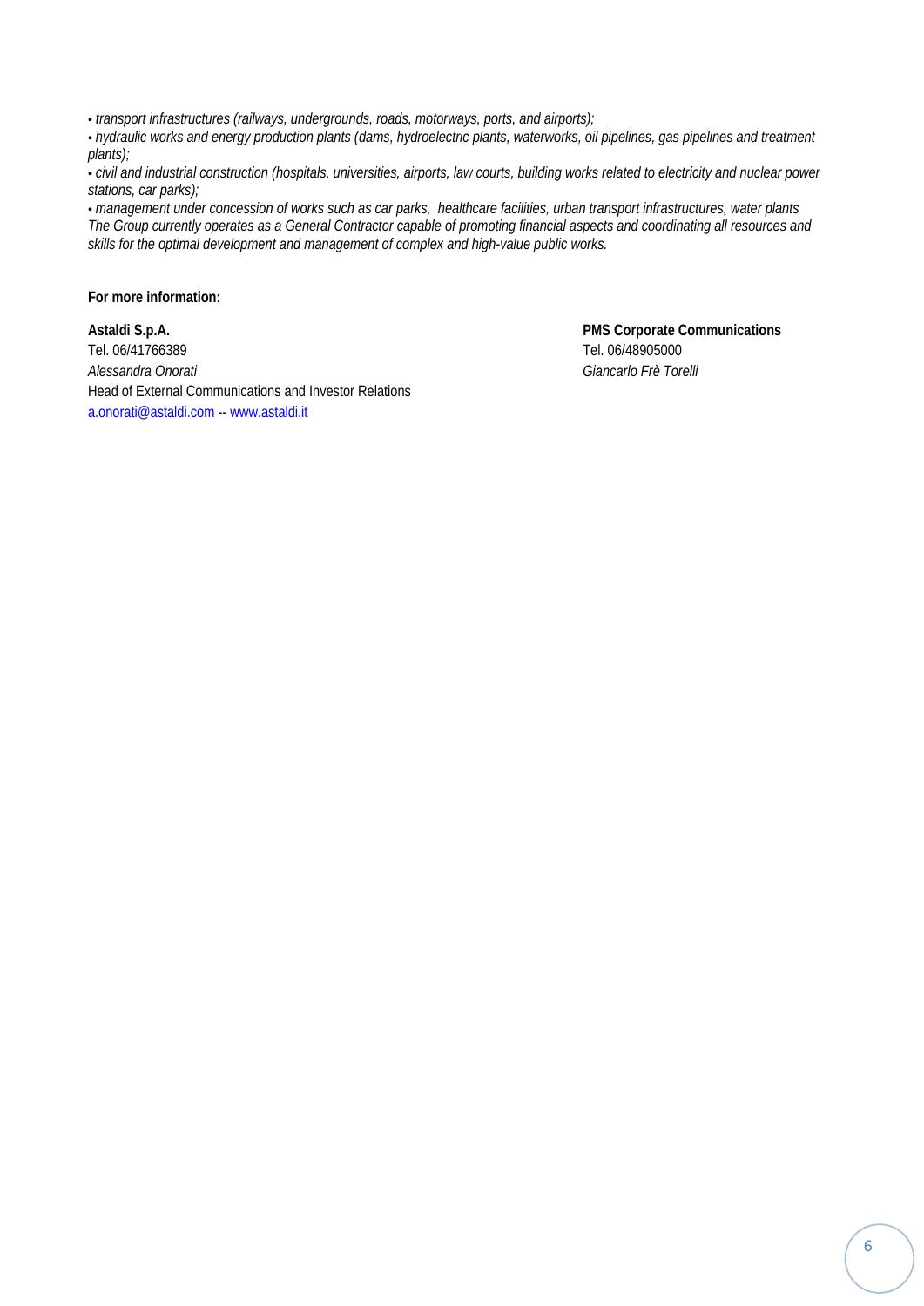*• transport infrastructures (railways, undergrounds, roads, motorways, ports, and airports);*

*• hydraulic works and energy production plants (dams, hydroelectric plants, waterworks, oil pipelines, gas pipelines and treatment plants);*

*• civil and industrial construction (hospitals, universities, airports, law courts, building works related to electricity and nuclear power stations, car parks);*

*• management under concession of works such as car parks, healthcare facilities, urban transport infrastructures, water plants*

*The Group currently operates as a General Contractor capable of promoting financial aspects and coordinating all resources and skills for the optimal development and management of complex and high-value public works.*

**For more information:**

**Astaldi S.p.A.**
Tel. 06/41766389
*Alessandra Onorati*
Head of External Communications and Investor Relations
a.onorati@astaldi.com -- www.astaldi.it

**PMS Corporate Communications**
Tel. 06/48905000
*Giancarlo Frè Torelli*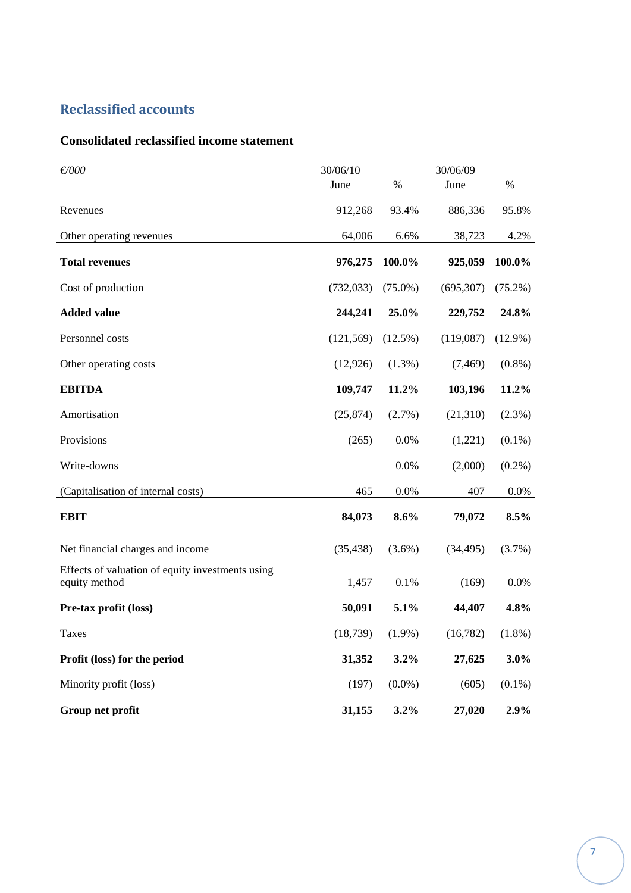## Reclassified accounts

### Consolidated reclassified income statement

| *€/000* | 30/06/10 June | % | 30/06/09 June | % |
|---|---|---|---|---|
| Revenues | 912,268 | 93.4% | 886,336 | 95.8% |
| Other operating revenues | 64,006 | 6.6% | 38,723 | 4.2% |
| **Total revenues** | **976,275** | **100.0%** | **925,059** | **100.0%** |
| Cost of production | (732,033) | (75.0%) | (695,307) | (75.2%) |
| **Added value** | **244,241** | **25.0%** | **229,752** | **24.8%** |
| Personnel costs | (121,569) | (12.5%) | (119,087) | (12.9%) |
| Other operating costs | (12,926) | (1.3%) | (7,469) | (0.8%) |
| **EBITDA** | **109,747** | **11.2%** | **103,196** | **11.2%** |
| Amortisation | (25,874) | (2.7%) | (21,310) | (2.3%) |
| Provisions | (265) | 0.0% | (1,221) | (0.1%) |
| Write-downs | | 0.0% | (2,000) | (0.2%) |
| (Capitalisation of internal costs) | 465 | 0.0% | 407 | 0.0% |
| **EBIT** | **84,073** | **8.6%** | **79,072** | **8.5%** |
| Net financial charges and income | (35,438) | (3.6%) | (34,495) | (3.7%) |
| Effects of valuation of equity investments using equity method | 1,457 | 0.1% | (169) | 0.0% |
| **Pre-tax profit (loss)** | **50,091** | **5.1%** | **44,407** | **4.8%** |
| Taxes | (18,739) | (1.9%) | (16,782) | (1.8%) |
| **Profit (loss) for the period** | **31,352** | **3.2%** | **27,625** | **3.0%** |
| Minority profit (loss) | (197) | (0.0%) | (605) | (0.1%) |
| **Group net profit** | **31,155** | **3.2%** | **27,020** | **2.9%** |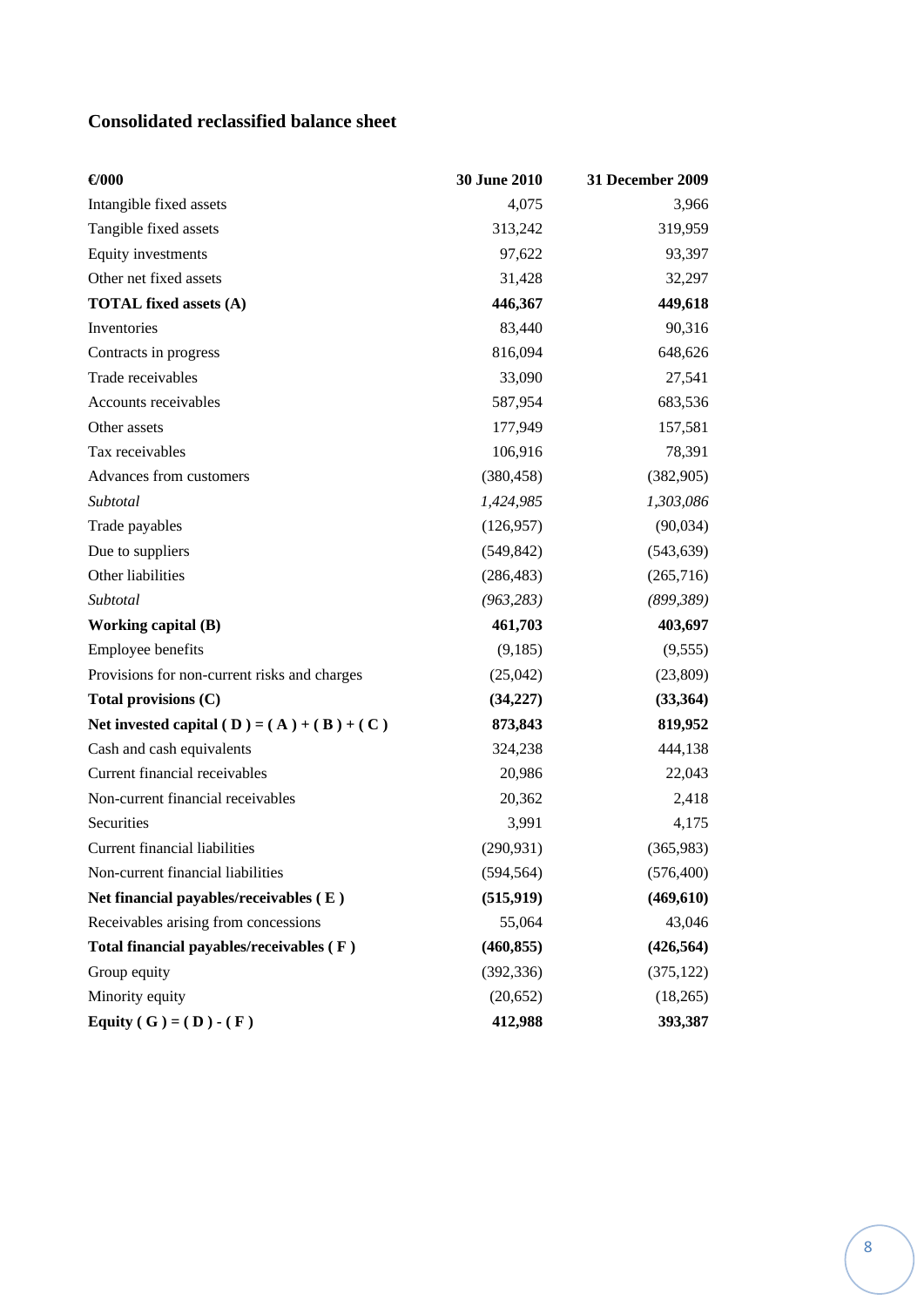### Consolidated reclassified balance sheet

| €000 | 30 June 2010 | 31 December 2009 |
| --- | --- | --- |
| Intangible fixed assets | 4,075 | 3,966 |
| Tangible fixed assets | 313,242 | 319,959 |
| Equity investments | 97,622 | 93,397 |
| Other net fixed assets | 31,428 | 32,297 |
| **TOTAL fixed assets (A)** | **446,367** | **449,618** |
| Inventories | 83,440 | 90,316 |
| Contracts in progress | 816,094 | 648,626 |
| Trade receivables | 33,090 | 27,541 |
| Accounts receivables | 587,954 | 683,536 |
| Other assets | 177,949 | 157,581 |
| Tax receivables | 106,916 | 78,391 |
| Advances from customers | (380,458) | (382,905) |
| *Subtotal* | *1,424,985* | *1,303,086* |
| Trade payables | (126,957) | (90,034) |
| Due to suppliers | (549,842) | (543,639) |
| Other liabilities | (286,483) | (265,716) |
| *Subtotal* | *(963,283)* | *(899,389)* |
| **Working capital (B)** | **461,703** | **403,697** |
| Employee benefits | (9,185) | (9,555) |
| Provisions for non-current risks and charges | (25,042) | (23,809) |
| **Total provisions (C)** | **(34,227)** | **(33,364)** |
| **Net invested capital ( D ) = ( A ) + ( B ) + ( C )** | **873,843** | **819,952** |
| Cash and cash equivalents | 324,238 | 444,138 |
| Current financial receivables | 20,986 | 22,043 |
| Non-current financial receivables | 20,362 | 2,418 |
| Securities | 3,991 | 4,175 |
| Current financial liabilities | (290,931) | (365,983) |
| Non-current financial liabilities | (594,564) | (576,400) |
| **Net financial payables/receivables ( E )** | **(515,919)** | **(469,610)** |
| Receivables arising from concessions | 55,064 | 43,046 |
| **Total financial payables/receivables ( F )** | **(460,855)** | **(426,564)** |
| Group equity | (392,336) | (375,122) |
| Minority equity | (20,652) | (18,265) |
| **Equity ( G ) = ( D ) - ( F )** | **412,988** | **393,387** |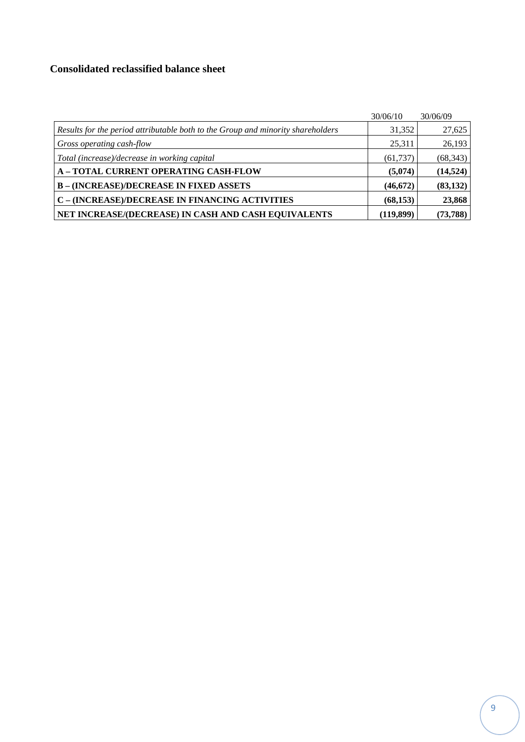### Consolidated reclassified balance sheet

| | 30/06/10 | 30/06/09 |
|---|---|---|
| *Results for the period attributable both to the Group and minority shareholders* | 31,352 | 27,625 |
| *Gross operating cash-flow* | 25,311 | 26,193 |
| *Total (increase)/decrease in working capital* | (61,737) | (68,343) |
| **A – TOTAL CURRENT OPERATING CASH-FLOW** | **(5,074)** | **(14,524)** |
| **B – (INCREASE)/DECREASE IN FIXED ASSETS** | **(46,672)** | **(83,132)** |
| **C – (INCREASE)/DECREASE IN FINANCING ACTIVITIES** | **(68,153)** | **23,868** |
| **NET INCREASE/(DECREASE) IN CASH AND CASH EQUIVALENTS** | **(119,899)** | **(73,788)** |